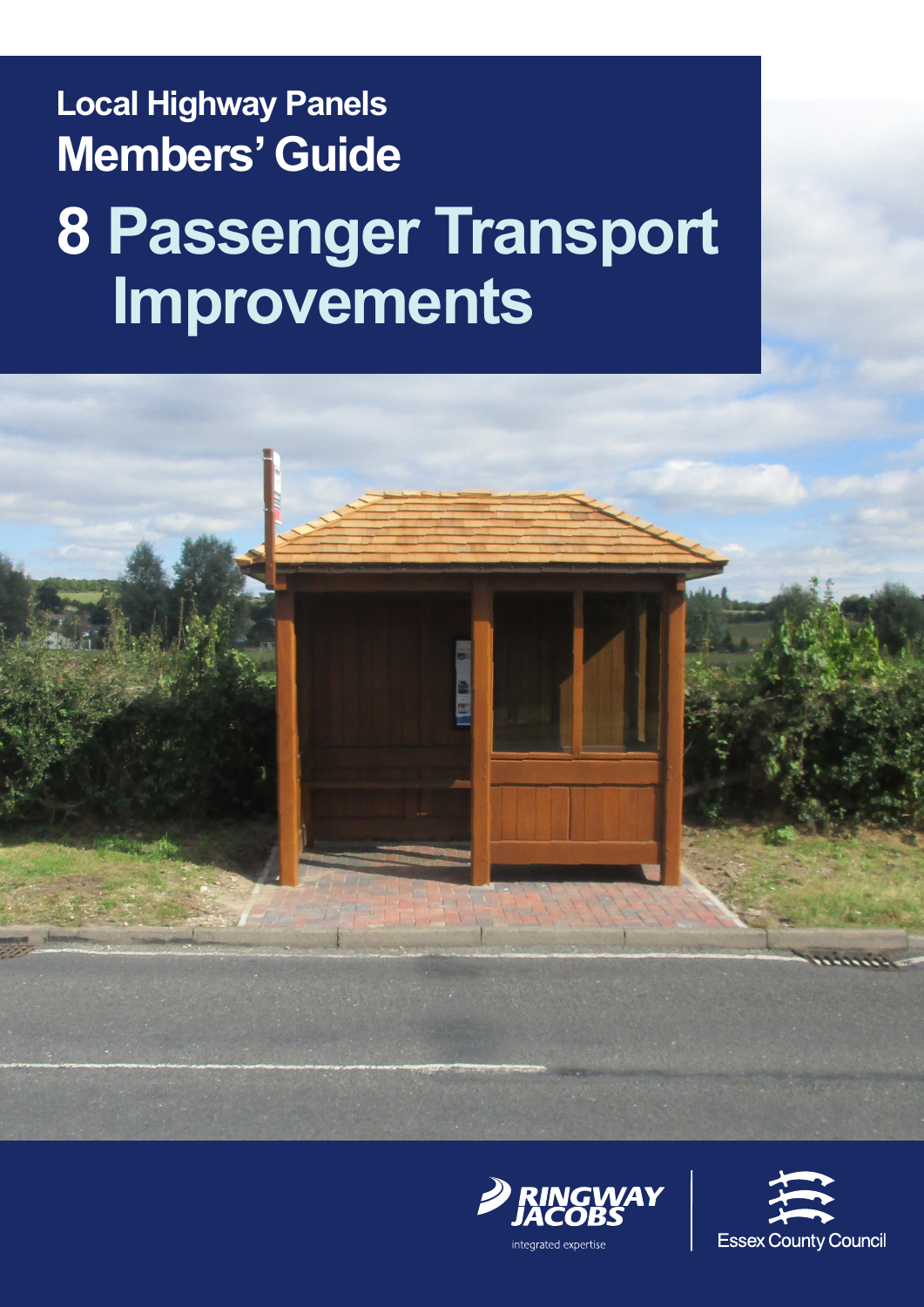Local Highway Panels

# Members' Guide

# 8 Passenger Transport Improvements

RINGWAY JACOBS

integrated expertise

Essex County Council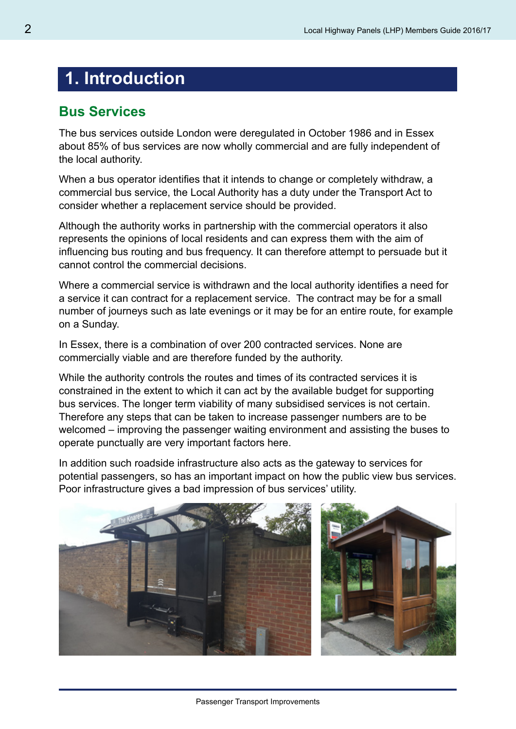# 1. Introduction

## Bus Services

The bus services outside London were deregulated in October 1986 and in Essex about 85% of bus services are now wholly commercial and are fully independent of the local authority.

When a bus operator identifies that it intends to change or completely withdraw, a commercial bus service, the Local Authority has a duty under the Transport Act to consider whether a replacement service should be provided.

Although the authority works in partnership with the commercial operators it also represents the opinions of local residents and can express them with the aim of influencing bus routing and bus frequency. It can therefore attempt to persuade but it cannot control the commercial decisions.

Where a commercial service is withdrawn and the local authority identifies a need for a service it can contract for a replacement service. The contract may be for a small number of journeys such as late evenings or it may be for an entire route, for example on a Sunday.

In Essex, there is a combination of over 200 contracted services. None are commercially viable and are therefore funded by the authority.

While the authority controls the routes and times of its contracted services it is constrained in the extent to which it can act by the available budget for supporting bus services. The longer term viability of many subsidised services is not certain. Therefore any steps that can be taken to increase passenger numbers are to be welcomed – improving the passenger waiting environment and assisting the buses to operate punctually are very important factors here.

In addition such roadside infrastructure also acts as the gateway to services for potential passengers, so has an important impact on how the public view bus services. Poor infrastructure gives a bad impression of bus services' utility.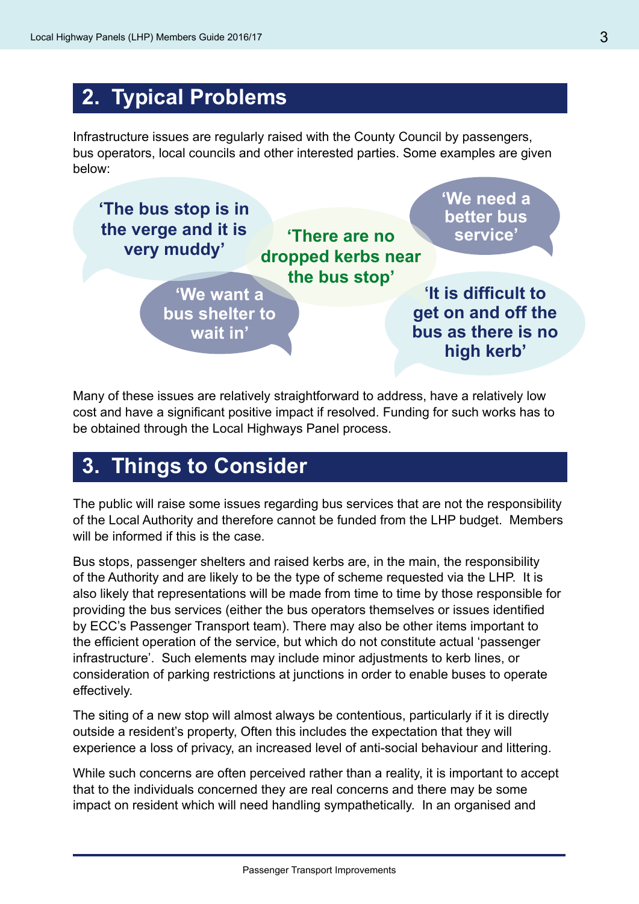## 2. Typical Problems

Infrastructure issues are regularly raised with the County Council by passengers, bus operators, local councils and other interested parties. Some examples are given below:

**'The bus stop is in the verge and it is very muddy'**

**'There are no dropped kerbs near the bus stop'**

**'We need a better bus service'**

**'We want a bus shelter to wait in'**

**'It is difficult to get on and off the bus as there is no high kerb'**

Many of these issues are relatively straightforward to address, have a relatively low cost and have a significant positive impact if resolved. Funding for such works has to be obtained through the Local Highways Panel process.

## 3. Things to Consider

The public will raise some issues regarding bus services that are not the responsibility of the Local Authority and therefore cannot be funded from the LHP budget. Members will be informed if this is the case.

Bus stops, passenger shelters and raised kerbs are, in the main, the responsibility of the Authority and are likely to be the type of scheme requested via the LHP. It is also likely that representations will be made from time to time by those responsible for providing the bus services (either the bus operators themselves or issues identified by ECC's Passenger Transport team). There may also be other items important to the efficient operation of the service, but which do not constitute actual 'passenger infrastructure'. Such elements may include minor adjustments to kerb lines, or consideration of parking restrictions at junctions in order to enable buses to operate effectively.

The siting of a new stop will almost always be contentious, particularly if it is directly outside a resident's property, Often this includes the expectation that they will experience a loss of privacy, an increased level of anti-social behaviour and littering.

While such concerns are often perceived rather than a reality, it is important to accept that to the individuals concerned they are real concerns and there may be some impact on resident which will need handling sympathetically. In an organised and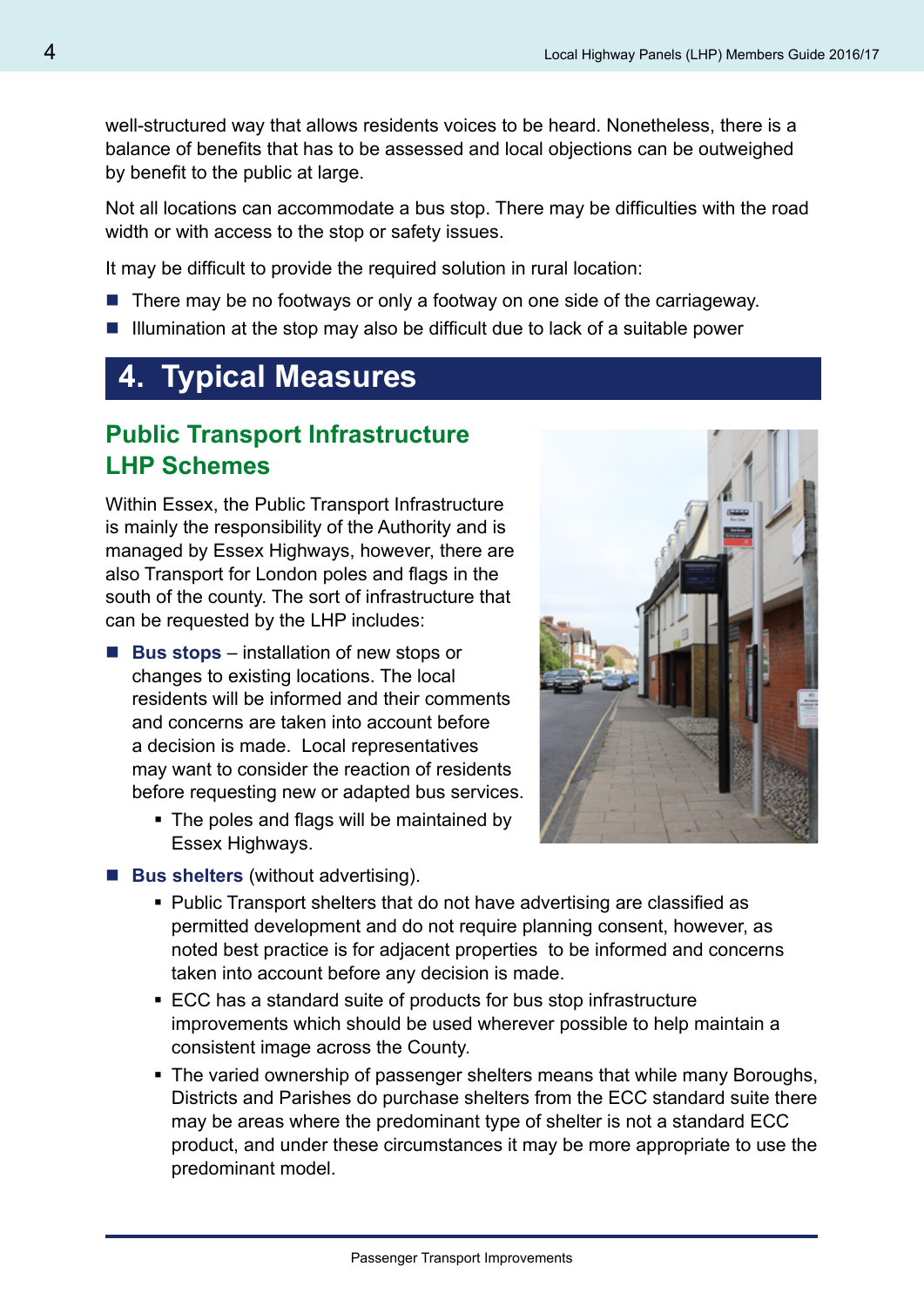well-structured way that allows residents voices to be heard. Nonetheless, there is a balance of benefits that has to be assessed and local objections can be outweighed by benefit to the public at large.

Not all locations can accommodate a bus stop. There may be difficulties with the road width or with access to the stop or safety issues.

It may be difficult to provide the required solution in rural location:

- There may be no footways or only a footway on one side of the carriageway.
- Illumination at the stop may also be difficult due to lack of a suitable power

# 4. Typical Measures

## Public Transport Infrastructure LHP Schemes

Within Essex, the Public Transport Infrastructure is mainly the responsibility of the Authority and is managed by Essex Highways, however, there are also Transport for London poles and flags in the south of the county. The sort of infrastructure that can be requested by the LHP includes:

- **Bus stops** – installation of new stops or changes to existing locations. The local residents will be informed and their comments and concerns are taken into account before a decision is made. Local representatives may want to consider the reaction of residents before requesting new or adapted bus services.
  - The poles and flags will be maintained by Essex Highways.
- **Bus shelters** (without advertising).
  - Public Transport shelters that do not have advertising are classified as permitted development and do not require planning consent, however, as noted best practice is for adjacent properties to be informed and concerns taken into account before any decision is made.
  - ECC has a standard suite of products for bus stop infrastructure improvements which should be used wherever possible to help maintain a consistent image across the County.
  - The varied ownership of passenger shelters means that while many Boroughs, Districts and Parishes do purchase shelters from the ECC standard suite there may be areas where the predominant type of shelter is not a standard ECC product, and under these circumstances it may be more appropriate to use the predominant model.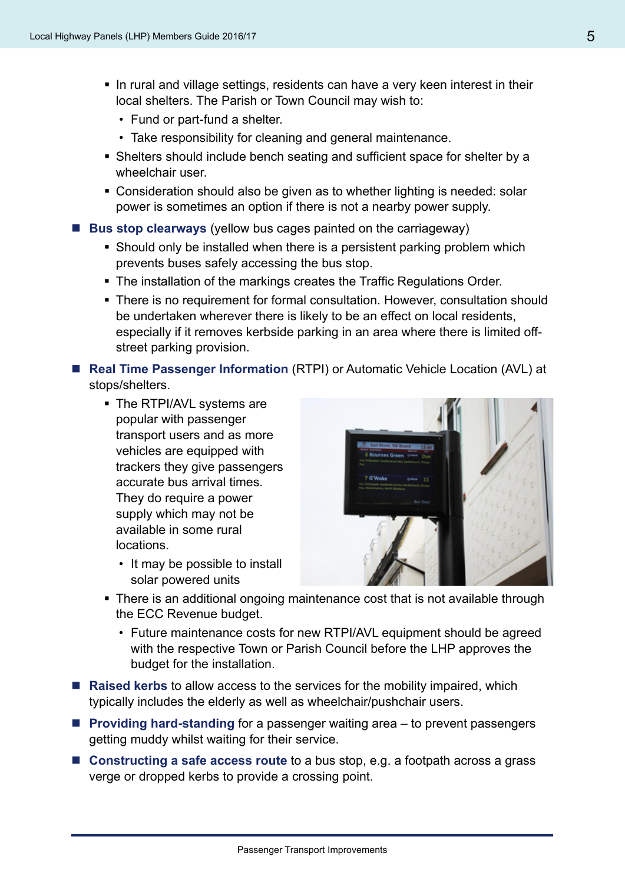- In rural and village settings, residents can have a very keen interest in their local shelters. The Parish or Town Council may wish to:
  - Fund or part-fund a shelter.
  - Take responsibility for cleaning and general maintenance.
- Shelters should include bench seating and sufficient space for shelter by a wheelchair user.
- Consideration should also be given as to whether lighting is needed: solar power is sometimes an option if there is not a nearby power supply.

- **Bus stop clearways** (yellow bus cages painted on the carriageway)
  - Should only be installed when there is a persistent parking problem which prevents buses safely accessing the bus stop.
  - The installation of the markings creates the Traffic Regulations Order.
  - There is no requirement for formal consultation. However, consultation should be undertaken wherever there is likely to be an effect on local residents, especially if it removes kerbside parking in an area where there is limited off-street parking provision.

- **Real Time Passenger Information** (RTPI) or Automatic Vehicle Location (AVL) at stops/shelters.
  - The RTPI/AVL systems are popular with passenger transport users and as more vehicles are equipped with trackers they give passengers accurate bus arrival times. They do require a power supply which may not be available in some rural locations.
    - It may be possible to install solar powered units
  - There is an additional ongoing maintenance cost that is not available through the ECC Revenue budget.
    - Future maintenance costs for new RTPI/AVL equipment should be agreed with the respective Town or Parish Council before the LHP approves the budget for the installation.

- **Raised kerbs** to allow access to the services for the mobility impaired, which typically includes the elderly as well as wheelchair/pushchair users.

- **Providing hard-standing** for a passenger waiting area – to prevent passengers getting muddy whilst waiting for their service.

- **Constructing a safe access route** to a bus stop, e.g. a footpath across a grass verge or dropped kerbs to provide a crossing point.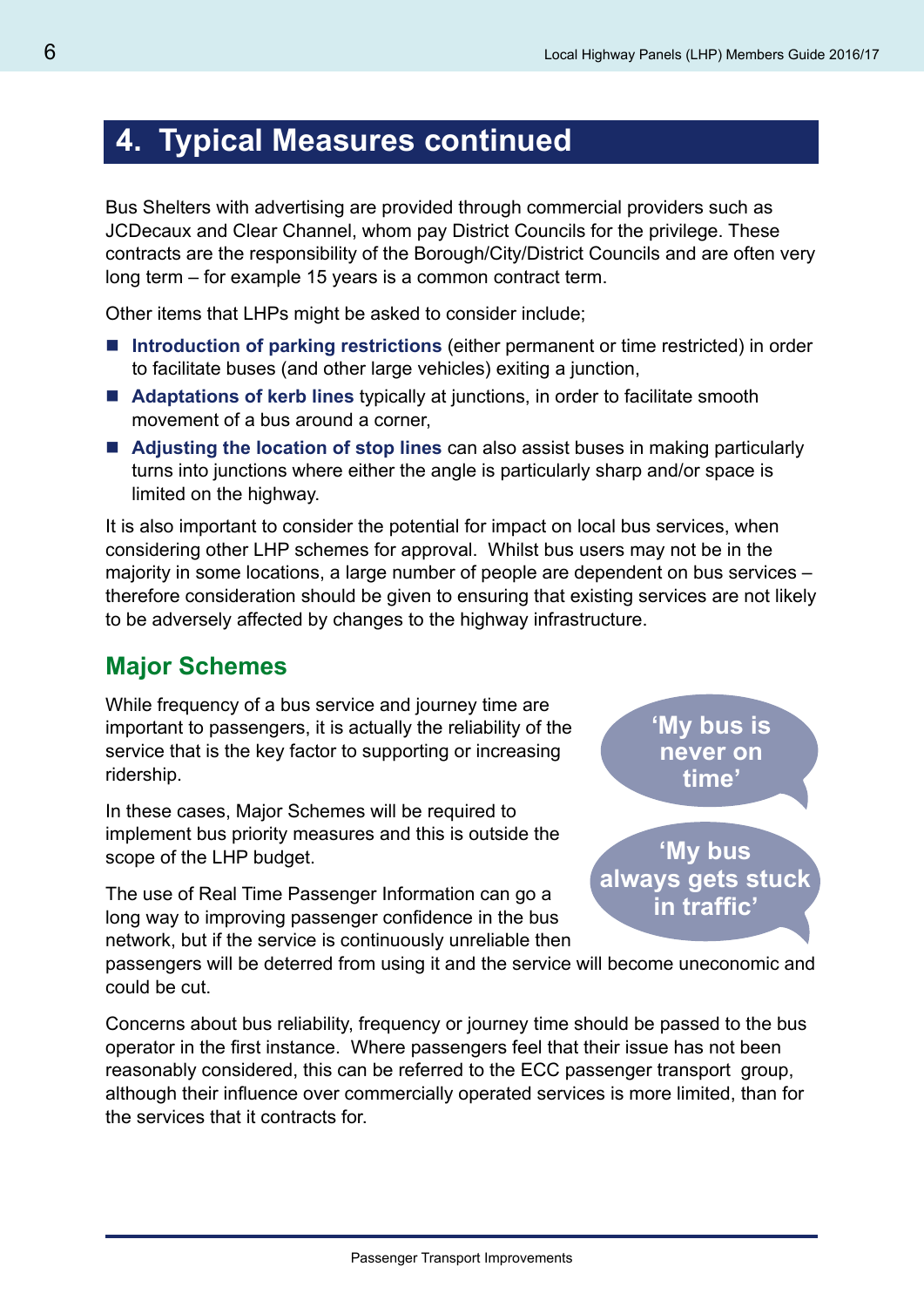## 4. Typical Measures continued

Bus Shelters with advertising are provided through commercial providers such as JCDecaux and Clear Channel, whom pay District Councils for the privilege. These contracts are the responsibility of the Borough/City/District Councils and are often very long term – for example 15 years is a common contract term.

Other items that LHPs might be asked to consider include;

- **Introduction of parking restrictions** (either permanent or time restricted) in order to facilitate buses (and other large vehicles) exiting a junction,
- **Adaptations of kerb lines** typically at junctions, in order to facilitate smooth movement of a bus around a corner,
- **Adjusting the location of stop lines** can also assist buses in making particularly turns into junctions where either the angle is particularly sharp and/or space is limited on the highway.

It is also important to consider the potential for impact on local bus services, when considering other LHP schemes for approval. Whilst bus users may not be in the majority in some locations, a large number of people are dependent on bus services – therefore consideration should be given to ensuring that existing services are not likely to be adversely affected by changes to the highway infrastructure.

### Major Schemes

While frequency of a bus service and journey time are important to passengers, it is actually the reliability of the service that is the key factor to supporting or increasing ridership.

'My bus is never on time'

'My bus always gets stuck in traffic'

In these cases, Major Schemes will be required to implement bus priority measures and this is outside the scope of the LHP budget.

The use of Real Time Passenger Information can go a long way to improving passenger confidence in the bus network, but if the service is continuously unreliable then passengers will be deterred from using it and the service will become uneconomic and could be cut.

Concerns about bus reliability, frequency or journey time should be passed to the bus operator in the first instance. Where passengers feel that their issue has not been reasonably considered, this can be referred to the ECC passenger transport group, although their influence over commercially operated services is more limited, than for the services that it contracts for.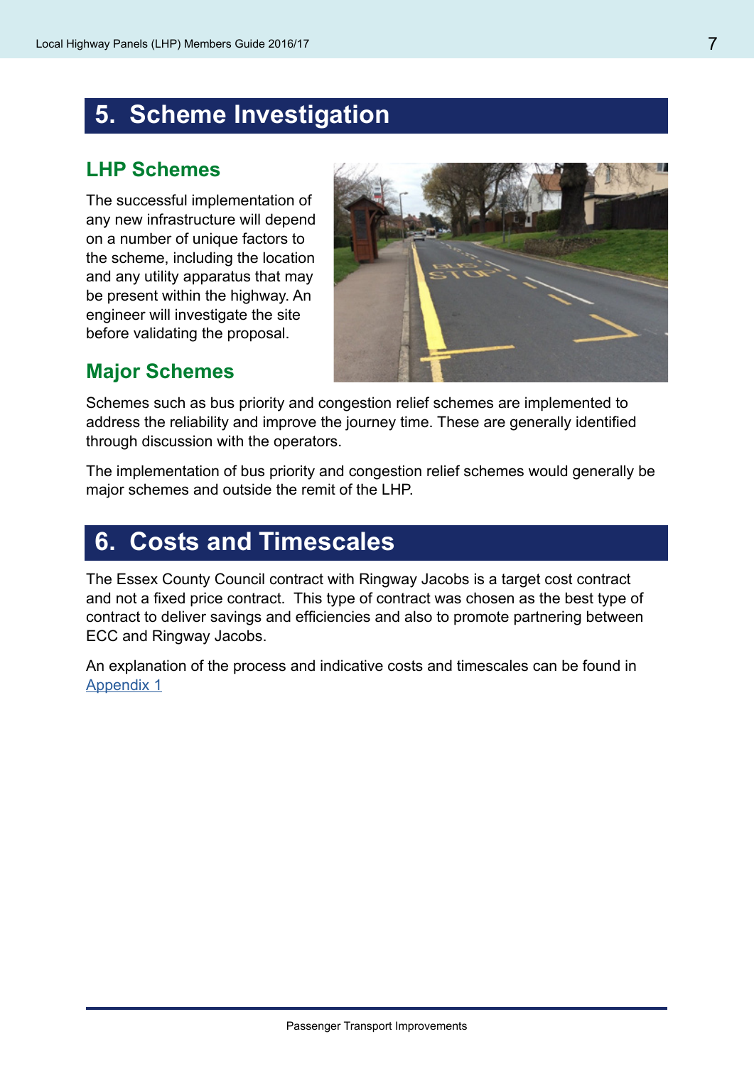## 5. Scheme Investigation

### LHP Schemes

The successful implementation of any new infrastructure will depend on a number of unique factors to the scheme, including the location and any utility apparatus that may be present within the highway. An engineer will investigate the site before validating the proposal.

### Major Schemes

Schemes such as bus priority and congestion relief schemes are implemented to address the reliability and improve the journey time. These are generally identified through discussion with the operators.

The implementation of bus priority and congestion relief schemes would generally be major schemes and outside the remit of the LHP.

## 6. Costs and Timescales

The Essex County Council contract with Ringway Jacobs is a target cost contract and not a fixed price contract. This type of contract was chosen as the best type of contract to deliver savings and efficiencies and also to promote partnering between ECC and Ringway Jacobs.

An explanation of the process and indicative costs and timescales can be found in Appendix 1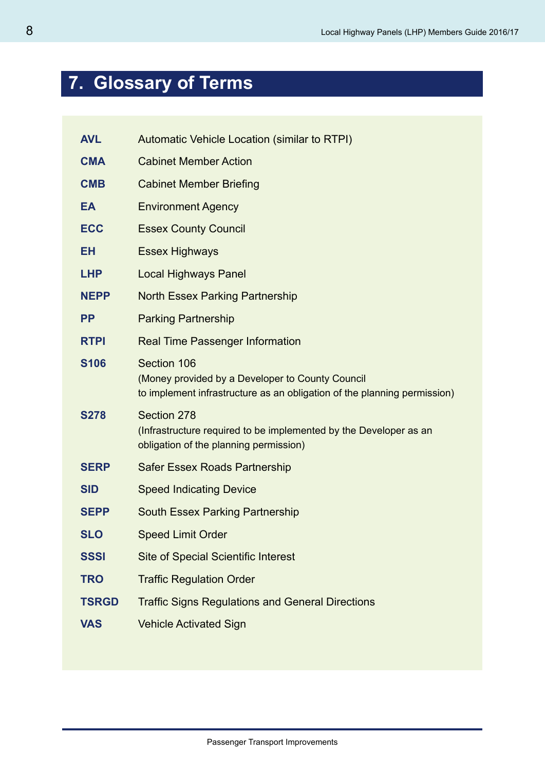# 7. Glossary of Terms

| | |
|---|---|
| **AVL** | Automatic Vehicle Location (similar to RTPI) |
| **CMA** | Cabinet Member Action |
| **CMB** | Cabinet Member Briefing |
| **EA** | Environment Agency |
| **ECC** | Essex County Council |
| **EH** | Essex Highways |
| **LHP** | Local Highways Panel |
| **NEPP** | North Essex Parking Partnership |
| **PP** | Parking Partnership |
| **RTPI** | Real Time Passenger Information |
| **S106** | Section 106<br>(Money provided by a Developer to County Council to implement infrastructure as an obligation of the planning permission) |
| **S278** | Section 278<br>(Infrastructure required to be implemented by the Developer as an obligation of the planning permission) |
| **SERP** | Safer Essex Roads Partnership |
| **SID** | Speed Indicating Device |
| **SEPP** | South Essex Parking Partnership |
| **SLO** | Speed Limit Order |
| **SSSI** | Site of Special Scientific Interest |
| **TRO** | Traffic Regulation Order |
| **TSRGD** | Traffic Signs Regulations and General Directions |
| **VAS** | Vehicle Activated Sign |